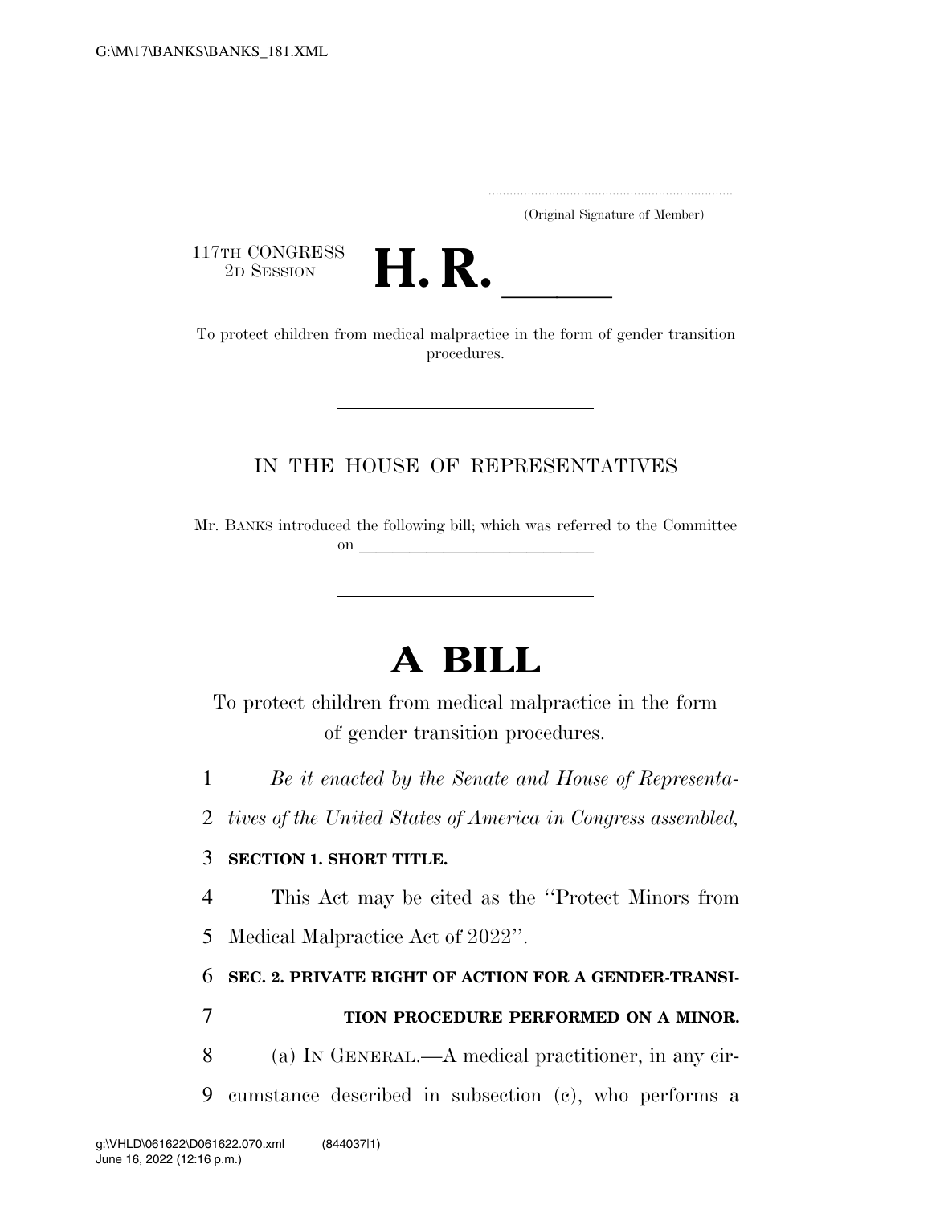(Original Signature of Member)

117TH CONGRESS
2D SESSION

# H. R. \_\_\_\_\_

To protect children from medical malpractice in the form of gender transition procedures.

---

IN THE HOUSE OF REPRESENTATIVES

Mr. BANKS introduced the following bill; which was referred to the Committee on \_\_\_\_\_\_\_\_\_\_\_\_\_\_\_\_\_\_\_\_\_\_\_\_\_\_\_\_

---

# A BILL

To protect children from medical malpractice in the form of gender transition procedures.

1 *Be it enacted by the Senate and House of Representa-*
2 *tives of the United States of America in Congress assembled,*

3 **SECTION 1. SHORT TITLE.**

4 This Act may be cited as the "Protect Minors from
5 Medical Malpractice Act of 2022".

6 **SEC. 2. PRIVATE RIGHT OF ACTION FOR A GENDER-TRANSI-**
7 **TION PROCEDURE PERFORMED ON A MINOR.**

8 (a) IN GENERAL.—A medical practitioner, in any cir-
9 cumstance described in subsection (c), who performs a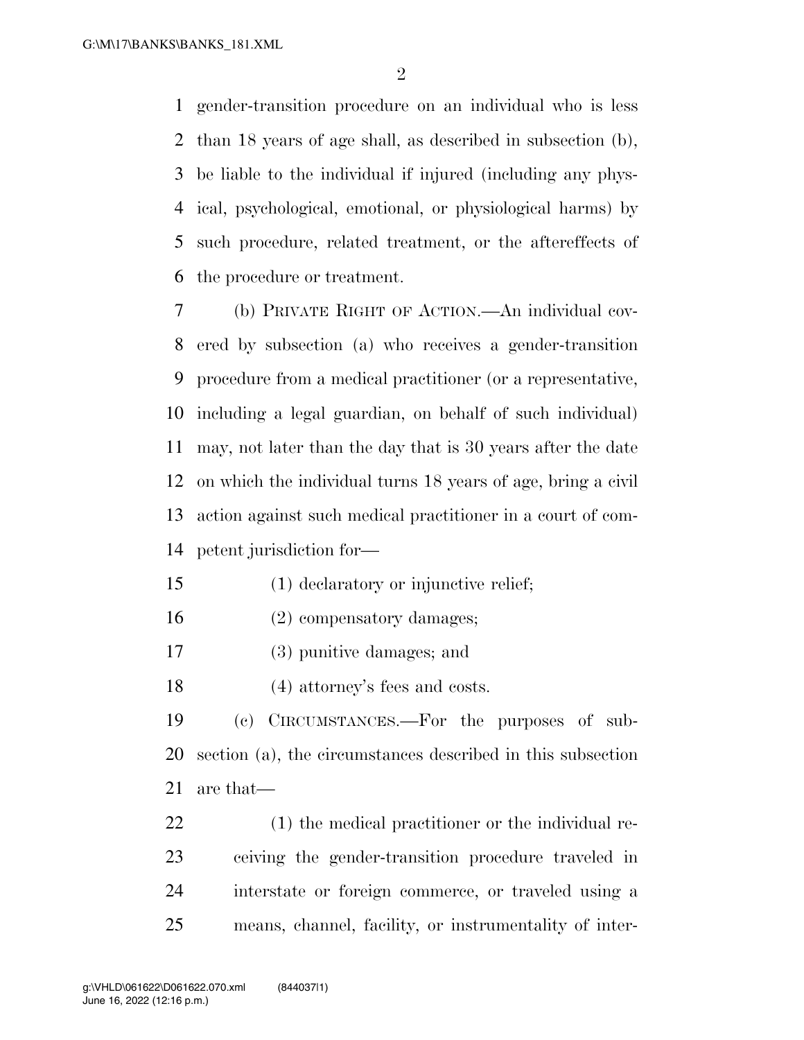gender-transition procedure on an individual who is less than 18 years of age shall, as described in subsection (b), be liable to the individual if injured (including any physical, psychological, emotional, or physiological harms) by such procedure, related treatment, or the aftereffects of the procedure or treatment.

(b) PRIVATE RIGHT OF ACTION.—An individual covered by subsection (a) who receives a gender-transition procedure from a medical practitioner (or a representative, including a legal guardian, on behalf of such individual) may, not later than the day that is 30 years after the date on which the individual turns 18 years of age, bring a civil action against such medical practitioner in a court of competent jurisdiction for—

(1) declaratory or injunctive relief;

(2) compensatory damages;

(3) punitive damages; and

(4) attorney's fees and costs.

(c) CIRCUMSTANCES.—For the purposes of subsection (a), the circumstances described in this subsection are that—

(1) the medical practitioner or the individual receiving the gender-transition procedure traveled in interstate or foreign commerce, or traveled using a means, channel, facility, or instrumentality of inter-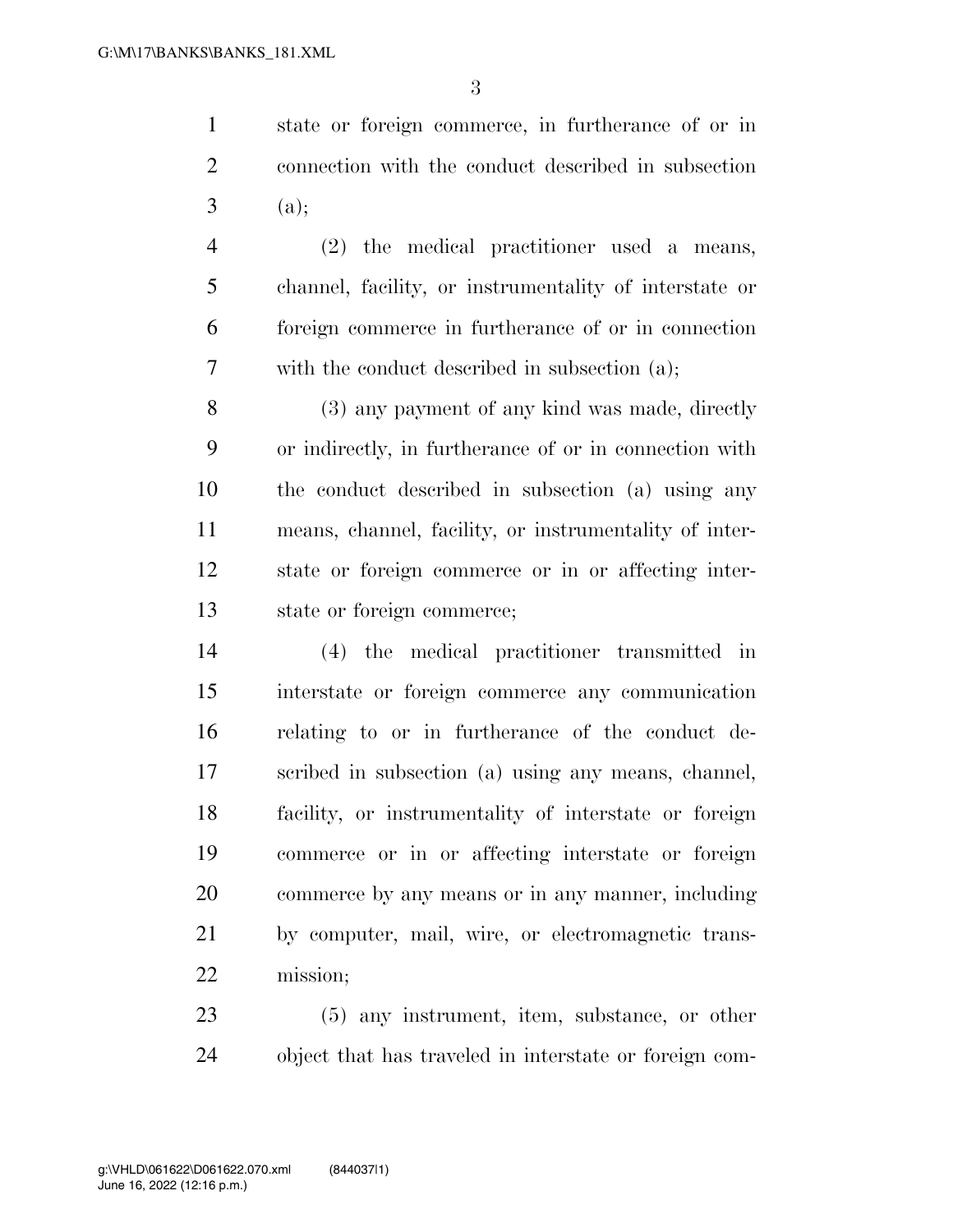state or foreign commerce, in furtherance of or in connection with the conduct described in subsection (a);

(2) the medical practitioner used a means, channel, facility, or instrumentality of interstate or foreign commerce in furtherance of or in connection with the conduct described in subsection (a);

(3) any payment of any kind was made, directly or indirectly, in furtherance of or in connection with the conduct described in subsection (a) using any means, channel, facility, or instrumentality of interstate or foreign commerce or in or affecting interstate or foreign commerce;

(4) the medical practitioner transmitted in interstate or foreign commerce any communication relating to or in furtherance of the conduct described in subsection (a) using any means, channel, facility, or instrumentality of interstate or foreign commerce or in or affecting interstate or foreign commerce by any means or in any manner, including by computer, mail, wire, or electromagnetic transmission;

(5) any instrument, item, substance, or other object that has traveled in interstate or foreign com-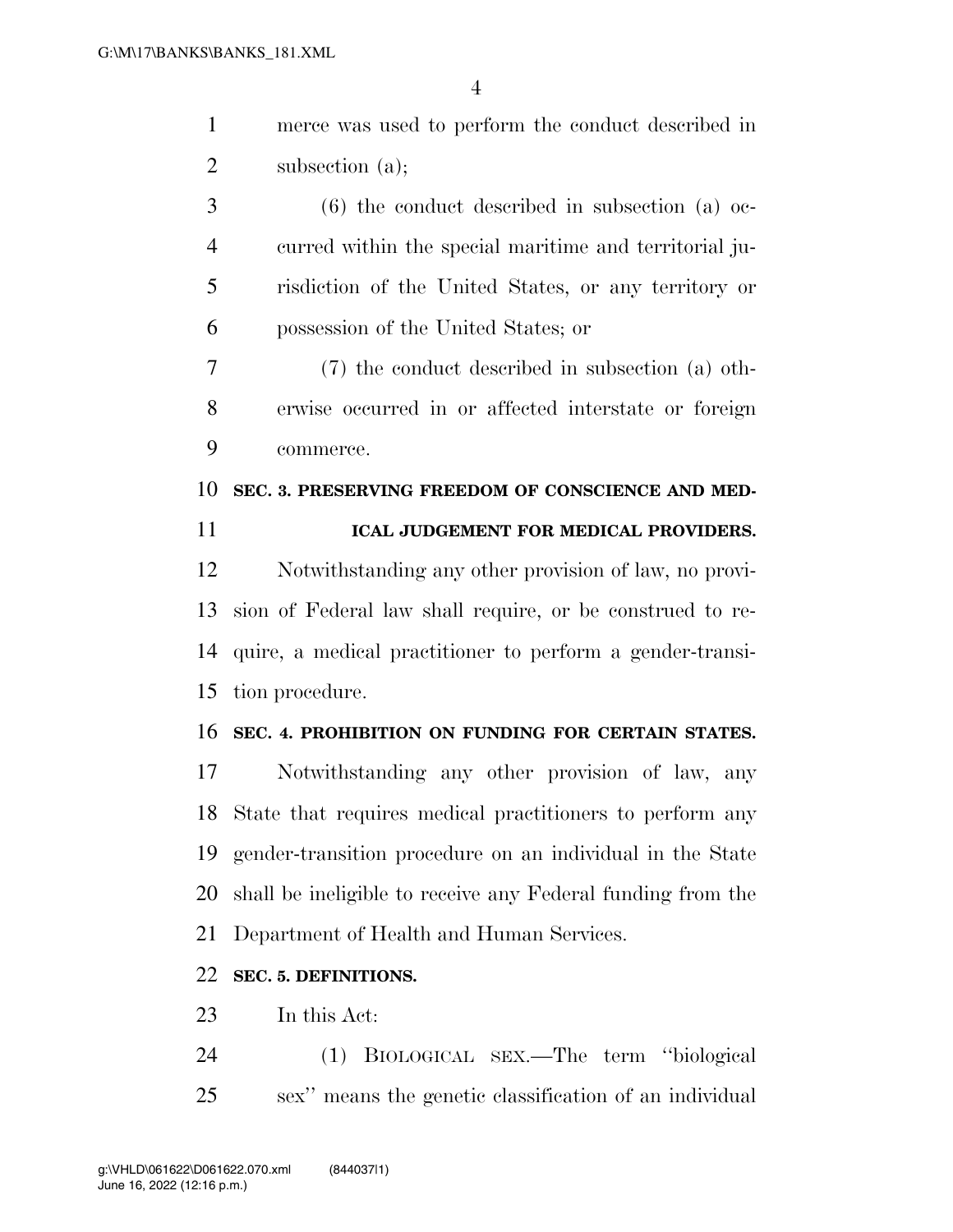merce was used to perform the conduct described in subsection (a);

(6) the conduct described in subsection (a) occurred within the special maritime and territorial jurisdiction of the United States, or any territory or possession of the United States; or

(7) the conduct described in subsection (a) otherwise occurred in or affected interstate or foreign commerce.

**SEC. 3. PRESERVING FREEDOM OF CONSCIENCE AND MEDICAL JUDGEMENT FOR MEDICAL PROVIDERS.**

Notwithstanding any other provision of law, no provision of Federal law shall require, or be construed to require, a medical practitioner to perform a gender-transition procedure.

**SEC. 4. PROHIBITION ON FUNDING FOR CERTAIN STATES.**

Notwithstanding any other provision of law, any State that requires medical practitioners to perform any gender-transition procedure on an individual in the State shall be ineligible to receive any Federal funding from the Department of Health and Human Services.

**SEC. 5. DEFINITIONS.**

In this Act:

(1) BIOLOGICAL SEX.—The term "biological sex" means the genetic classification of an individual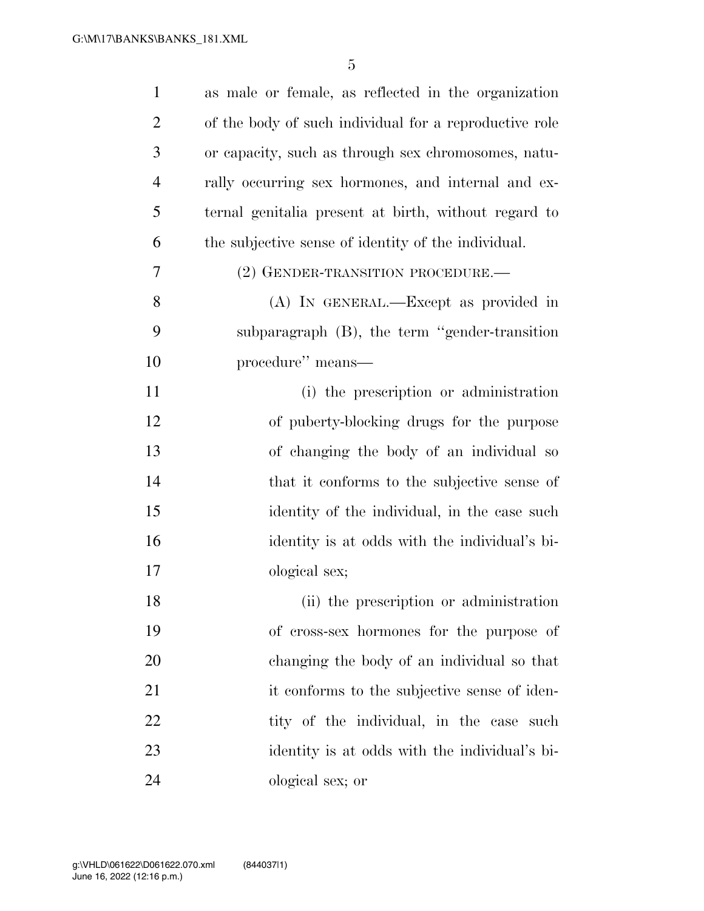as male or female, as reflected in the organization of the body of such individual for a reproductive role or capacity, such as through sex chromosomes, naturally occurring sex hormones, and internal and external genitalia present at birth, without regard to the subjective sense of identity of the individual.

(2) GENDER-TRANSITION PROCEDURE.—

(A) IN GENERAL.—Except as provided in subparagraph (B), the term ''gender-transition procedure'' means—

(i) the prescription or administration of puberty-blocking drugs for the purpose of changing the body of an individual so that it conforms to the subjective sense of identity of the individual, in the case such identity is at odds with the individual's biological sex;

(ii) the prescription or administration of cross-sex hormones for the purpose of changing the body of an individual so that it conforms to the subjective sense of identity of the individual, in the case such identity is at odds with the individual's biological sex; or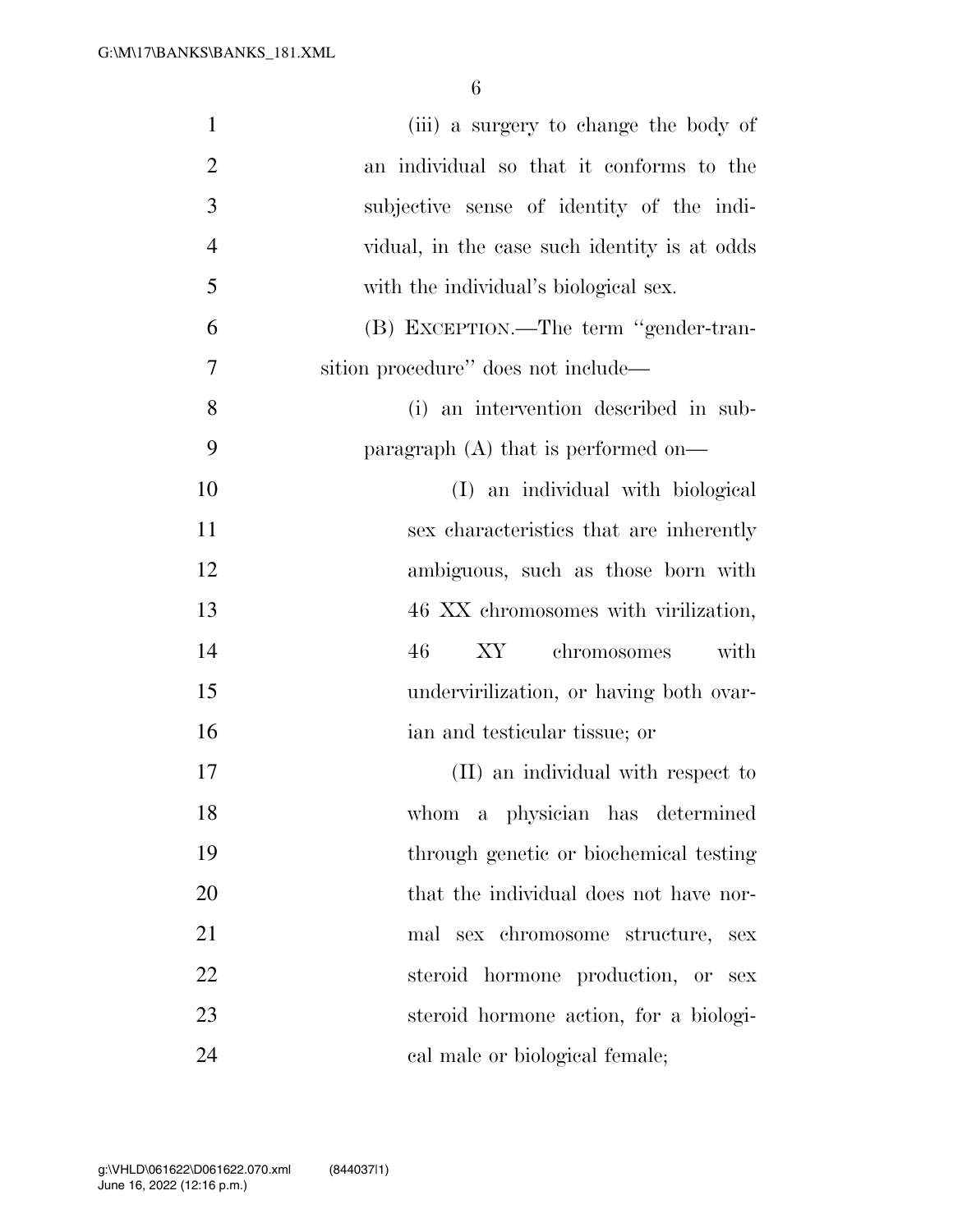(iii) a surgery to change the body of an individual so that it conforms to the subjective sense of identity of the individual, in the case such identity is at odds with the individual's biological sex.

(B) EXCEPTION.—The term "gender-transition procedure" does not include—

(i) an intervention described in subparagraph (A) that is performed on—

(I) an individual with biological sex characteristics that are inherently ambiguous, such as those born with 46 XX chromosomes with virilization, 46 XY chromosomes with undervirilization, or having both ovarian and testicular tissue; or

(II) an individual with respect to whom a physician has determined through genetic or biochemical testing that the individual does not have normal sex chromosome structure, sex steroid hormone production, or sex steroid hormone action, for a biological male or biological female;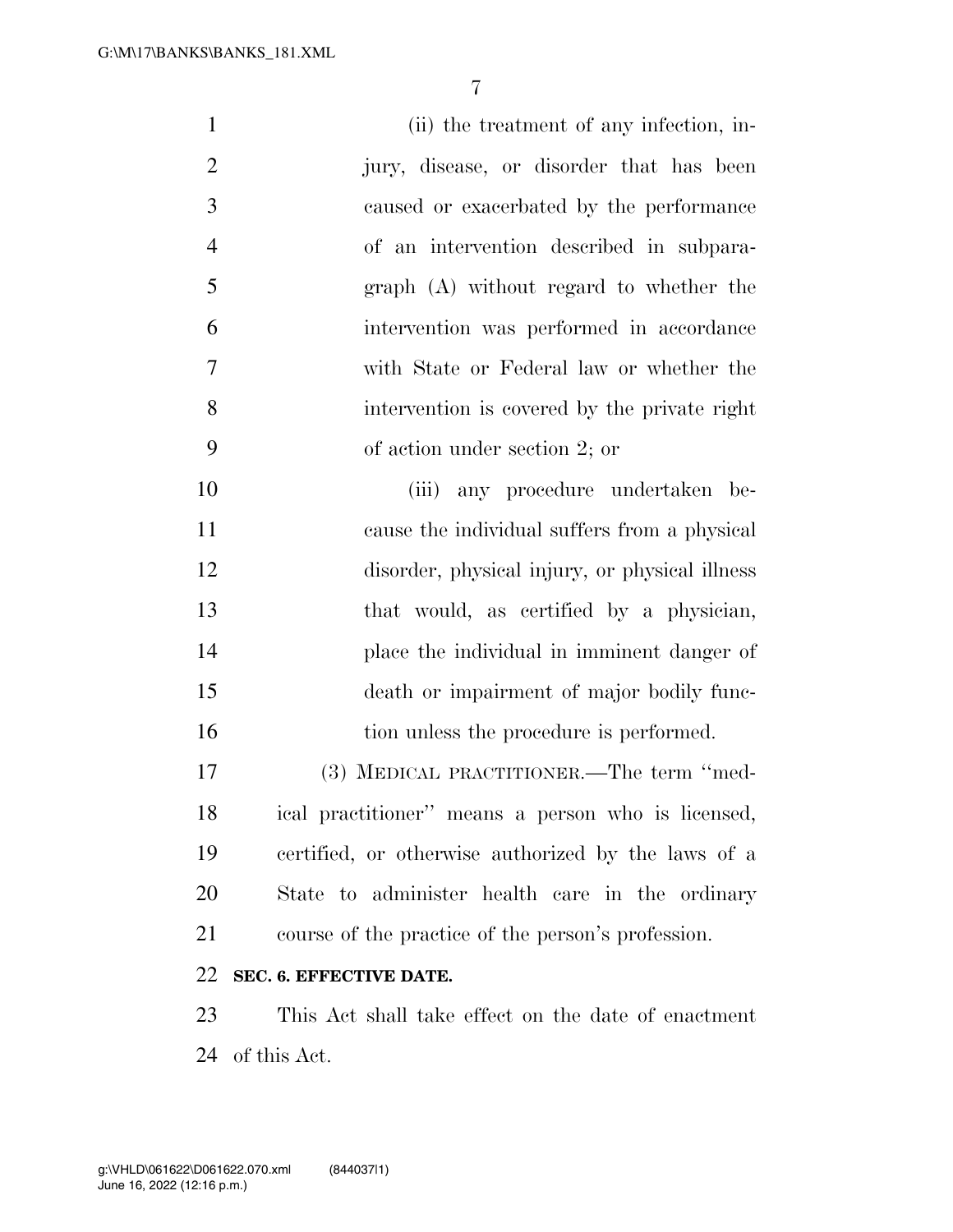(ii) the treatment of any infection, injury, disease, or disorder that has been caused or exacerbated by the performance of an intervention described in subparagraph (A) without regard to whether the intervention was performed in accordance with State or Federal law or whether the intervention is covered by the private right of action under section 2; or

(iii) any procedure undertaken because the individual suffers from a physical disorder, physical injury, or physical illness that would, as certified by a physician, place the individual in imminent danger of death or impairment of major bodily function unless the procedure is performed.

(3) MEDICAL PRACTITIONER.—The term ''medical practitioner'' means a person who is licensed, certified, or otherwise authorized by the laws of a State to administer health care in the ordinary course of the practice of the person's profession.

**SEC. 6. EFFECTIVE DATE.**

This Act shall take effect on the date of enactment of this Act.